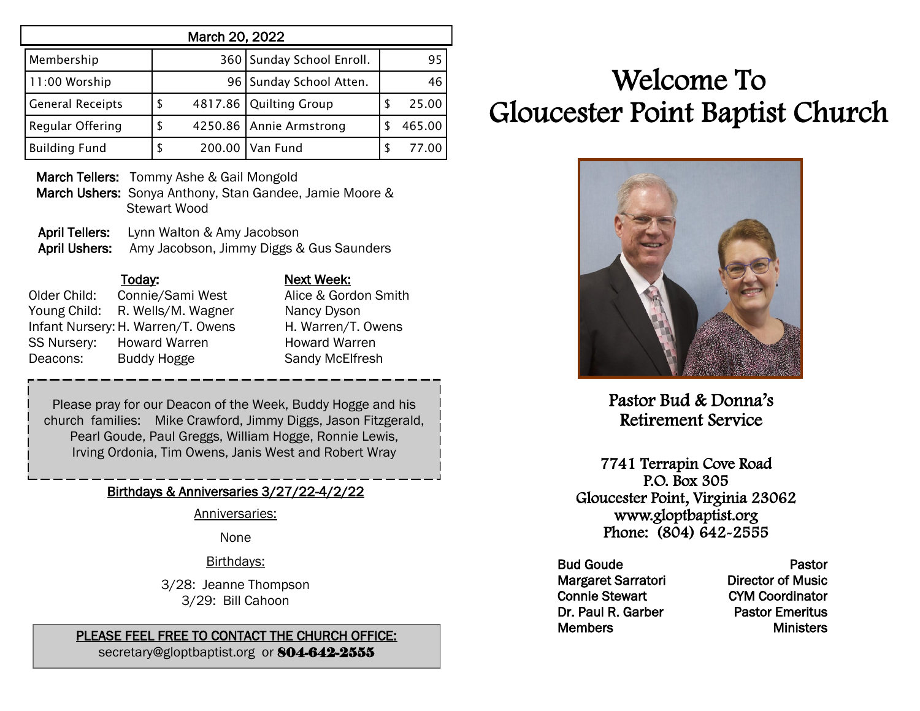| March 20, 2022 | | | |
|---|---|---|---|
| Membership | 360 | Sunday School Enroll. | 95 |
| 11:00 Worship | 96 | Sunday School Atten. | 46 |
| General Receipts | $ 4817.86 | Quilting Group | $ 25.00 |
| Regular Offering | $ 4250.86 | Annie Armstrong | $ 465.00 |
| Building Fund | $ 200.00 | Van Fund | $ 77.00 |

**March Tellers:** Tommy Ashe & Gail Mongold
**March Ushers:** Sonya Anthony, Stan Gandee, Jamie Moore & Stewart Wood

**April Tellers:** Lynn Walton & Amy Jacobson
**April Ushers:** Amy Jacobson, Jimmy Diggs & Gus Saunders

| | Today: | Next Week: |
|---|---|---|
| Older Child: | Connie/Sami West | Alice & Gordon Smith |
| Young Child: | R. Wells/M. Wagner | Nancy Dyson |
| Infant Nursery: | H. Warren/T. Owens | H. Warren/T. Owens |
| SS Nursery: | Howard Warren | Howard Warren |
| Deacons: | Buddy Hogge | Sandy McElfresh |

Please pray for our Deacon of the Week, Buddy Hogge and his church families: Mike Crawford, Jimmy Diggs, Jason Fitzgerald, Pearl Goude, Paul Greggs, William Hogge, Ronnie Lewis, Irving Ordonia, Tim Owens, Janis West and Robert Wray

**Birthdays & Anniversaries 3/27/22-4/2/22**

Anniversaries:

None

Birthdays:

3/28: Jeanne Thompson
3/29: Bill Cahoon

**PLEASE FEEL FREE TO CONTACT THE CHURCH OFFICE:**
secretary@gloptbaptist.org or **804-642-2555**

# Welcome To Gloucester Point Baptist Church

Pastor Bud & Donna's Retirement Service

7741 Terrapin Cove Road
P.O. Box 305
Gloucester Point, Virginia 23062
www.gloptbaptist.org
Phone: (804) 642-2555

| | |
|---|---|
| Bud Goude | Pastor |
| Margaret Sarratori | Director of Music |
| Connie Stewart | CYM Coordinator |
| Dr. Paul R. Garber | Pastor Emeritus |
| Members | Ministers |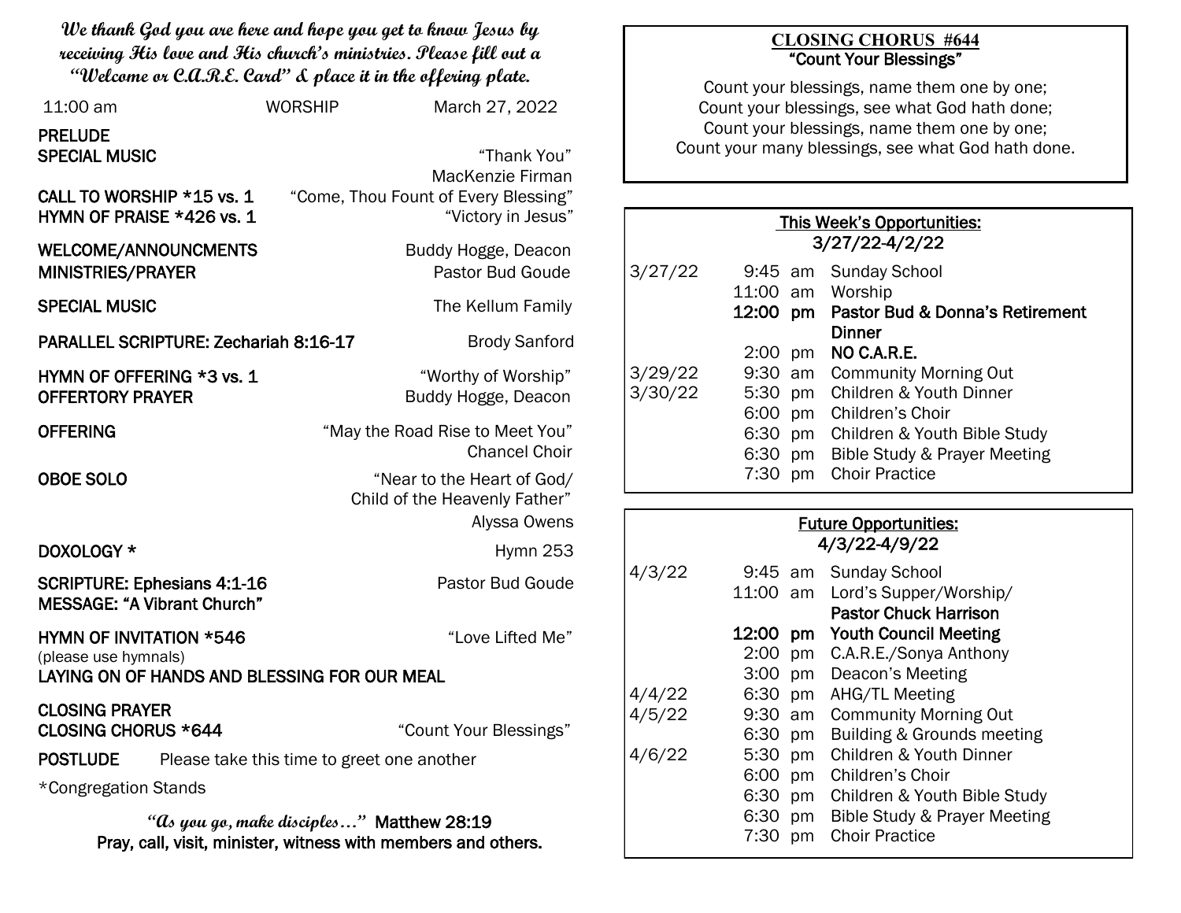***We thank God you are here and hope you get to know Jesus by receiving His love and His church's ministries. Please fill out a "Welcome or C.A.R.E. Card" & place it in the offering plate.***

11:00 am WORSHIP March 27, 2022

**PRELUDE**

**SPECIAL MUSIC** "Thank You"
MacKenzie Firman

**CALL TO WORSHIP *15 vs. 1** "Come, Thou Fount of Every Blessing"

**HYMN OF PRAISE *426 vs. 1** "Victory in Jesus"

**WELCOME/ANNOUNCMENTS** Buddy Hogge, Deacon

**MINISTRIES/PRAYER** Pastor Bud Goude

**SPECIAL MUSIC** The Kellum Family

**PARALLEL SCRIPTURE: Zechariah 8:16-17** Brody Sanford

**HYMN OF OFFERING *3 vs. 1** "Worthy of Worship"

**OFFERTORY PRAYER** Buddy Hogge, Deacon

**OFFERING** "May the Road Rise to Meet You"
Chancel Choir

**OBOE SOLO** "Near to the Heart of God/ Child of the Heavenly Father"
Alyssa Owens

**DOXOLOGY *** Hymn 253

**SCRIPTURE: Ephesians 4:1-16** Pastor Bud Goude

**MESSAGE: "A Vibrant Church"**

**HYMN OF INVITATION *546** "Love Lifted Me"
(please use hymnals)

**LAYING ON OF HANDS AND BLESSING FOR OUR MEAL**

**CLOSING PRAYER**

**CLOSING CHORUS *644** "Count Your Blessings"

**POSTLUDE** Please take this time to greet one another

*Congregation Stands

***"As you go, make disciples…"* Matthew 28:19**
**Pray, call, visit, minister, witness with members and others.**

## CLOSING CHORUS #644
### "Count Your Blessings"

Count your blessings, name them one by one;
Count your blessings, see what God hath done;
Count your blessings, name them one by one;
Count your many blessings, see what God hath done.

## This Week's Opportunities:
### 3/27/22-4/2/22

| | | | |
|---|---|---|---|
| 3/27/22 | 9:45 | am | Sunday School |
| | 11:00 | am | Worship |
| | **12:00** | **pm** | **Pastor Bud & Donna's Retirement Dinner** |
| | 2:00 | pm | **NO C.A.R.E.** |
| 3/29/22 | 9:30 | am | Community Morning Out |
| 3/30/22 | 5:30 | pm | Children & Youth Dinner |
| | 6:00 | pm | Children's Choir |
| | 6:30 | pm | Children & Youth Bible Study |
| | 6:30 | pm | Bible Study & Prayer Meeting |
| | 7:30 | pm | Choir Practice |

## Future Opportunities:
### 4/3/22-4/9/22

| | | | |
|---|---|---|---|
| 4/3/22 | 9:45 | am | Sunday School |
| | 11:00 | am | Lord's Supper/Worship/ **Pastor Chuck Harrison** |
| | **12:00** | **pm** | **Youth Council Meeting** |
| | 2:00 | pm | C.A.R.E./Sonya Anthony |
| | 3:00 | pm | Deacon's Meeting |
| 4/4/22 | 6:30 | pm | AHG/TL Meeting |
| 4/5/22 | 9:30 | am | Community Morning Out |
| | 6:30 | pm | Building & Grounds meeting |
| 4/6/22 | 5:30 | pm | Children & Youth Dinner |
| | 6:00 | pm | Children's Choir |
| | 6:30 | pm | Children & Youth Bible Study |
| | 6:30 | pm | Bible Study & Prayer Meeting |
| | 7:30 | pm | Choir Practice |